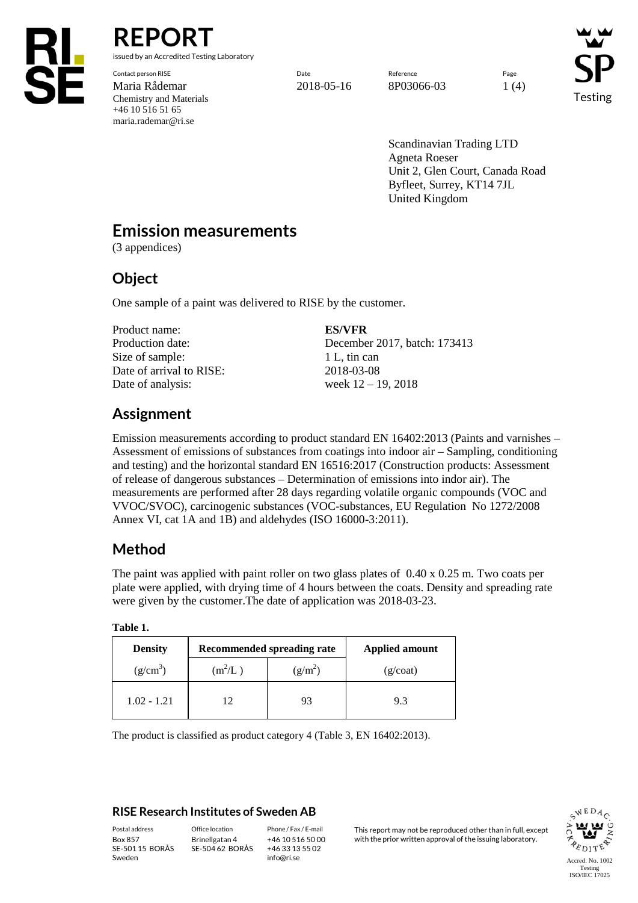# REPORT

issued by an Accredited Testing Laboratory

| Contact person RISE | Date | Reference | Page |
|---|---|---|---|
| Maria Rådemar | 2018-05-16 | 8P03066-03 | 1 (4) |
| Chemistry and Materials | | | |
| +46 10 516 51 65 | | | |
| maria.rademar@ri.se | | | |

Scandinavian Trading LTD
Agneta Roeser
Unit 2, Glen Court, Canada Road
Byfleet, Surrey, KT14 7JL
United Kingdom

## Emission measurements

(3 appendices)

## Object

One sample of a paint was delivered to RISE by the customer.

| | |
|---|---|
| Product name: | **ES/VFR** |
| Production date: | December 2017, batch: 173413 |
| Size of sample: | 1 L, tin can |
| Date of arrival to RISE: | 2018-03-08 |
| Date of analysis: | week 12 – 19, 2018 |

## Assignment

Emission measurements according to product standard EN 16402:2013 (Paints and varnishes – Assessment of emissions of substances from coatings into indoor air – Sampling, conditioning and testing) and the horizontal standard EN 16516:2017 (Construction products: Assessment of release of dangerous substances – Determination of emissions into indor air). The measurements are performed after 28 days regarding volatile organic compounds (VOC and VVOC/SVOC), carcinogenic substances (VOC-substances, EU Regulation No 1272/2008 Annex VI, cat 1A and 1B) and aldehydes (ISO 16000-3:2011).

## Method

The paint was applied with paint roller on two glass plates of 0.40 x 0.25 m. Two coats per plate were applied, with drying time of 4 hours between the coats. Density and spreading rate were given by the customer.The date of application was 2018-03-23.

**Table 1.**

| Density | Recommended spreading rate | | Applied amount |
|---|---|---|---|
| ($g/cm^3$) | ($m^2/L$) | ($g/m^2$) | (g/coat) |
| 1.02 - 1.21 | 12 | 93 | 9.3 |

The product is classified as product category 4 (Table 3, EN 16402:2013).

**RISE Research Institutes of Sweden AB**

| Postal address | Office location | Phone / Fax / E-mail | |
|---|---|---|---|
| Box 857 | Brinellgatan 4 | +46 10 516 50 00 | This report may not be reproduced other than in full, except with the prior written approval of the issuing laboratory. |
| SE-501 15 BORÅS | SE-504 62 BORÅS | +46 33 13 55 02 | |
| Sweden | | info@ri.se | |

Accred. No. 1002 Testing ISO/IEC 17025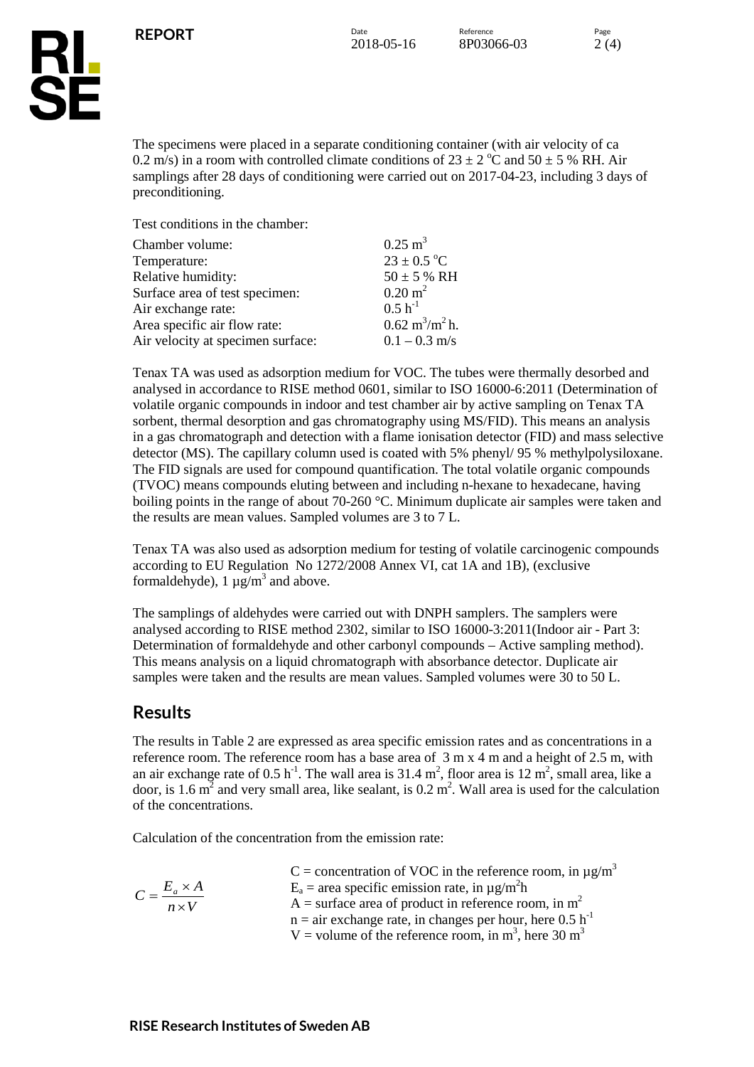The specimens were placed in a separate conditioning container (with air velocity of ca 0.2 m/s) in a room with controlled climate conditions of 23 ± 2 °C and 50 ± 5 % RH. Air samplings after 28 days of conditioning were carried out on 2017-04-23, including 3 days of preconditioning.

Test conditions in the chamber:

| | |
|---|---|
| Chamber volume: | 0.25 $m^3$ |
| Temperature: | 23 ± 0.5 °C |
| Relative humidity: | 50 ± 5 % RH |
| Surface area of test specimen: | 0.20 $m^2$ |
| Air exchange rate: | 0.5 $h^{-1}$ |
| Area specific air flow rate: | 0.62 $m^3/m^2$ h. |
| Air velocity at specimen surface: | 0.1 – 0.3 m/s |

Tenax TA was used as adsorption medium for VOC. The tubes were thermally desorbed and analysed in accordance to RISE method 0601, similar to ISO 16000-6:2011 (Determination of volatile organic compounds in indoor and test chamber air by active sampling on Tenax TA sorbent, thermal desorption and gas chromatography using MS/FID). This means an analysis in a gas chromatograph and detection with a flame ionisation detector (FID) and mass selective detector (MS). The capillary column used is coated with 5% phenyl/ 95 % methylpolysiloxane. The FID signals are used for compound quantification. The total volatile organic compounds (TVOC) means compounds eluting between and including n-hexane to hexadecane, having boiling points in the range of about 70-260 °C. Minimum duplicate air samples were taken and the results are mean values. Sampled volumes are 3 to 7 L.

Tenax TA was also used as adsorption medium for testing of volatile carcinogenic compounds according to EU Regulation No 1272/2008 Annex VI, cat 1A and 1B), (exclusive formaldehyde), 1 µg/$m^3$ and above.

The samplings of aldehydes were carried out with DNPH samplers. The samplers were analysed according to RISE method 2302, similar to ISO 16000-3:2011(Indoor air - Part 3: Determination of formaldehyde and other carbonyl compounds – Active sampling method). This means analysis on a liquid chromatograph with absorbance detector. Duplicate air samples were taken and the results are mean values. Sampled volumes were 30 to 50 L.

## Results

The results in Table 2 are expressed as area specific emission rates and as concentrations in a reference room. The reference room has a base area of 3 m x 4 m and a height of 2.5 m, with an air exchange rate of 0.5 $h^{-1}$. The wall area is 31.4 $m^2$, floor area is 12 $m^2$, small area, like a door, is 1.6 $m^2$ and very small area, like sealant, is 0.2 $m^2$. Wall area is used for the calculation of the concentrations.

Calculation of the concentration from the emission rate:

$$C = \frac{E_a \times A}{n \times V}$$

C = concentration of VOC in the reference room, in µg/$m^3$
$E_a$ = area specific emission rate, in µg/$m^2$h
A = surface area of product in reference room, in $m^2$
n = air exchange rate, in changes per hour, here 0.5 $h^{-1}$
V = volume of the reference room, in $m^3$, here 30 $m^3$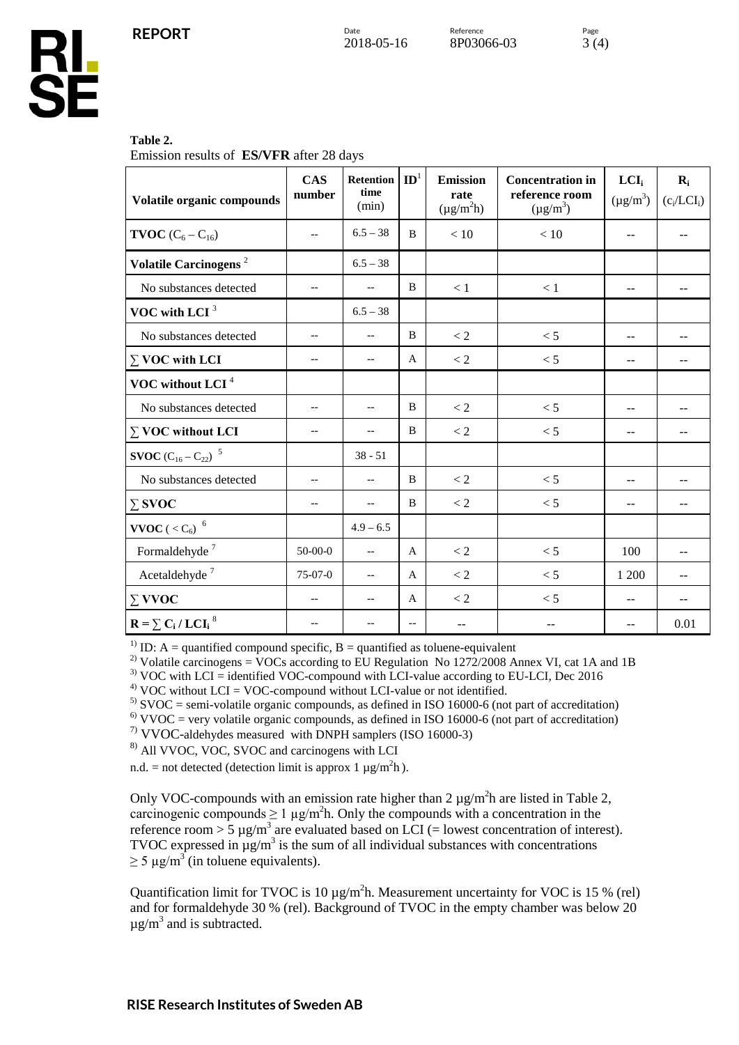**Table 2.**
Emission results of **ES/VFR** after 28 days

| Volatile organic compounds | CAS number | Retention time (min) | ID[1] | Emission rate ($\mu g/m^2h$) | Concentration in reference room ($\mu g/m^3$) | $LCI_i$ ($\mu g/m^3$) | $R_i$ ($c_i/LCI_i$) |
|---|---|---|---|---|---|---|---|
| **TVOC** ($C_6 - C_{16}$) | -- | 6.5 – 38 | B | < 10 | < 10 | -- | -- |
| **Volatile Carcinogens** [2] | | 6.5 – 38 | | | | | |
| No substances detected | -- | -- | B | < 1 | < 1 | -- | -- |
| **VOC with LCI** [3] | | 6.5 – 38 | | | | | |
| No substances detected | -- | -- | B | < 2 | < 5 | -- | -- |
| **∑ VOC with LCI** | -- | -- | A | < 2 | < 5 | -- | -- |
| **VOC without LCI** [4] | | | | | | | |
| No substances detected | -- | -- | B | < 2 | < 5 | -- | -- |
| **∑ VOC without LCI** | -- | -- | B | < 2 | < 5 | -- | -- |
| **SVOC** ($C_{16} - C_{22}$) [5] | | 38 - 51 | | | | | |
| No substances detected | -- | -- | B | < 2 | < 5 | -- | -- |
| **∑ SVOC** | -- | -- | B | < 2 | < 5 | -- | -- |
| **VVOC** ( $< C_6$) [6] | | 4.9 – 6.5 | | | | | |
| Formaldehyde [7] | 50-00-0 | -- | A | < 2 | < 5 | 100 | -- |
| Acetaldehyde [7] | 75-07-0 | -- | A | < 2 | < 5 | 1 200 | -- |
| **∑ VVOC** | -- | -- | A | < 2 | < 5 | -- | -- |
| $\mathbf{R = \sum C_i / LCI_i}$ [8] | -- | -- | -- | -- | -- | -- | 0.01 |

[1] ID: A = quantified compound specific, B = quantified as toluene-equivalent
[2] Volatile carcinogens = VOCs according to EU Regulation No 1272/2008 Annex VI, cat 1A and 1B
[3] VOC with LCI = identified VOC-compound with LCI-value according to EU-LCI, Dec 2016
[4] VOC without LCI = VOC-compound without LCI-value or not identified.
[5] SVOC = semi-volatile organic compounds, as defined in ISO 16000-6 (not part of accreditation)
[6] VVOC = very volatile organic compounds, as defined in ISO 16000-6 (not part of accreditation)
[7] VVOC-aldehydes measured with DNPH samplers (ISO 16000-3)
[8] All VVOC, VOC, SVOC and carcinogens with LCI
n.d. = not detected (detection limit is approx 1 $\mu g/m^2h$).

Only VOC-compounds with an emission rate higher than 2 $\mu g/m^2h$ are listed in Table 2, carcinogenic compounds $\geq 1$ $\mu g/m^2h$. Only the compounds with a concentration in the reference room > 5 $\mu g/m^3$ are evaluated based on LCI (= lowest concentration of interest). TVOC expressed in $\mu g/m^3$ is the sum of all individual substances with concentrations $\geq 5$ $\mu g/m^3$ (in toluene equivalents).

Quantification limit for TVOC is 10 $\mu g/m^2h$. Measurement uncertainty for VOC is 15 % (rel) and for formaldehyde 30 % (rel). Background of TVOC in the empty chamber was below 20 $\mu g/m^3$ and is subtracted.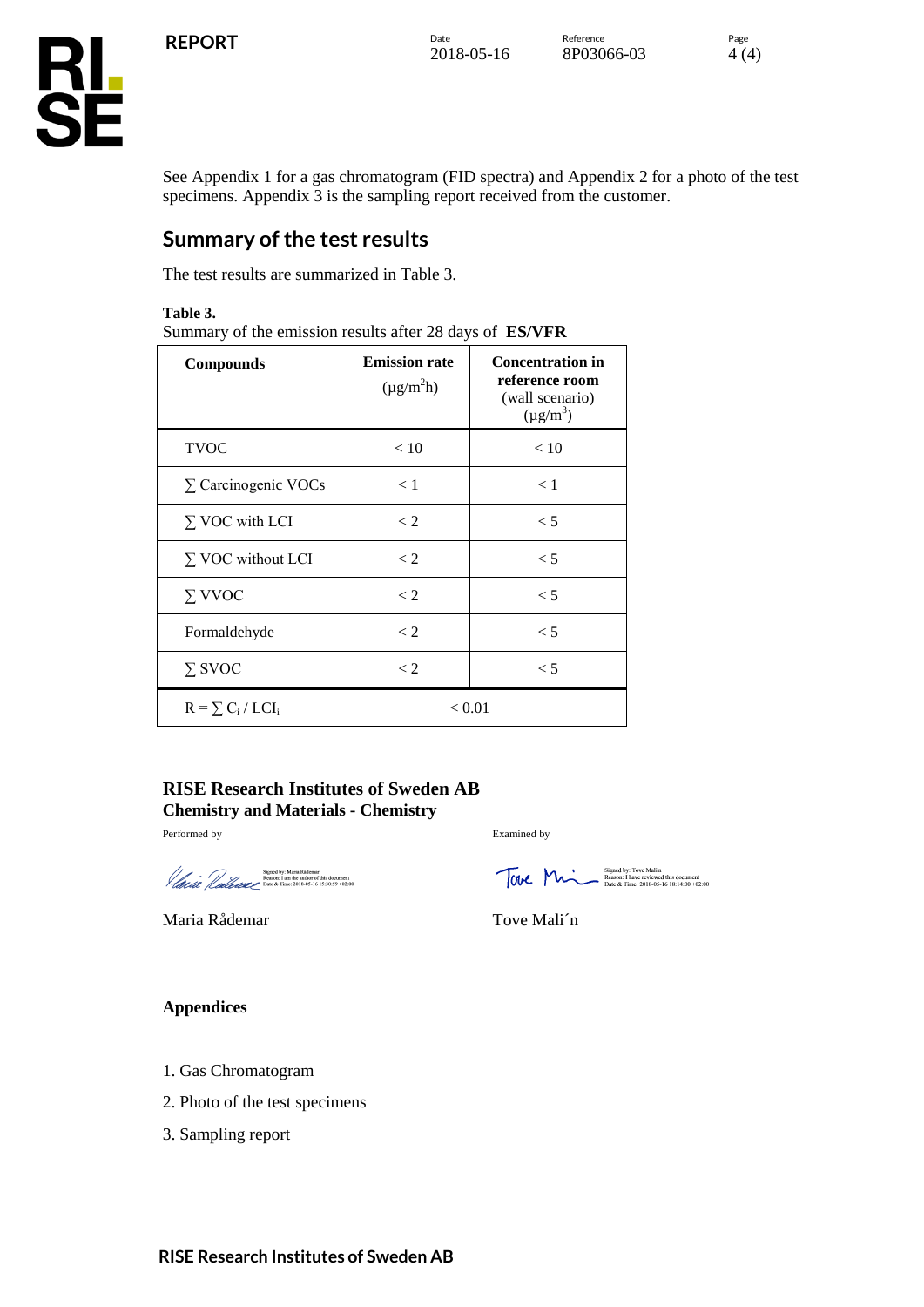See Appendix 1 for a gas chromatogram (FID spectra) and Appendix 2 for a photo of the test specimens. Appendix 3 is the sampling report received from the customer.

## Summary of the test results

The test results are summarized in Table 3.

**Table 3.**
Summary of the emission results after 28 days of **ES/VFR**

| Compounds | Emission rate ($\mu g/m^2h$) | Concentration in reference room (wall scenario) ($\mu g/m^3$) |
|---|---|---|
| TVOC | < 10 | < 10 |
| ∑ Carcinogenic VOCs | < 1 | < 1 |
| ∑ VOC with LCI | < 2 | < 5 |
| ∑ VOC without LCI | < 2 | < 5 |
| ∑ VVOC | < 2 | < 5 |
| Formaldehyde | < 2 | < 5 |
| ∑ SVOC | < 2 | < 5 |
| $R = \sum C_i / LCI_i$ | < 0.01 | |

**RISE Research Institutes of Sweden AB**
**Chemistry and Materials - Chemistry**

Performed by

Signed by: Maria Rådemar
Reason: I am the author of this document
Date & Time: 2018-05-16 15:30:59 +02:00

Maria Rådemar

Examined by

Signed by: Tove Mali'n
Reason: I have reviewed this document
Date & Time: 2018-05-16 18:14:00 +02:00

Tove Mali´n

**Appendices**

1. Gas Chromatogram
2. Photo of the test specimens
3. Sampling report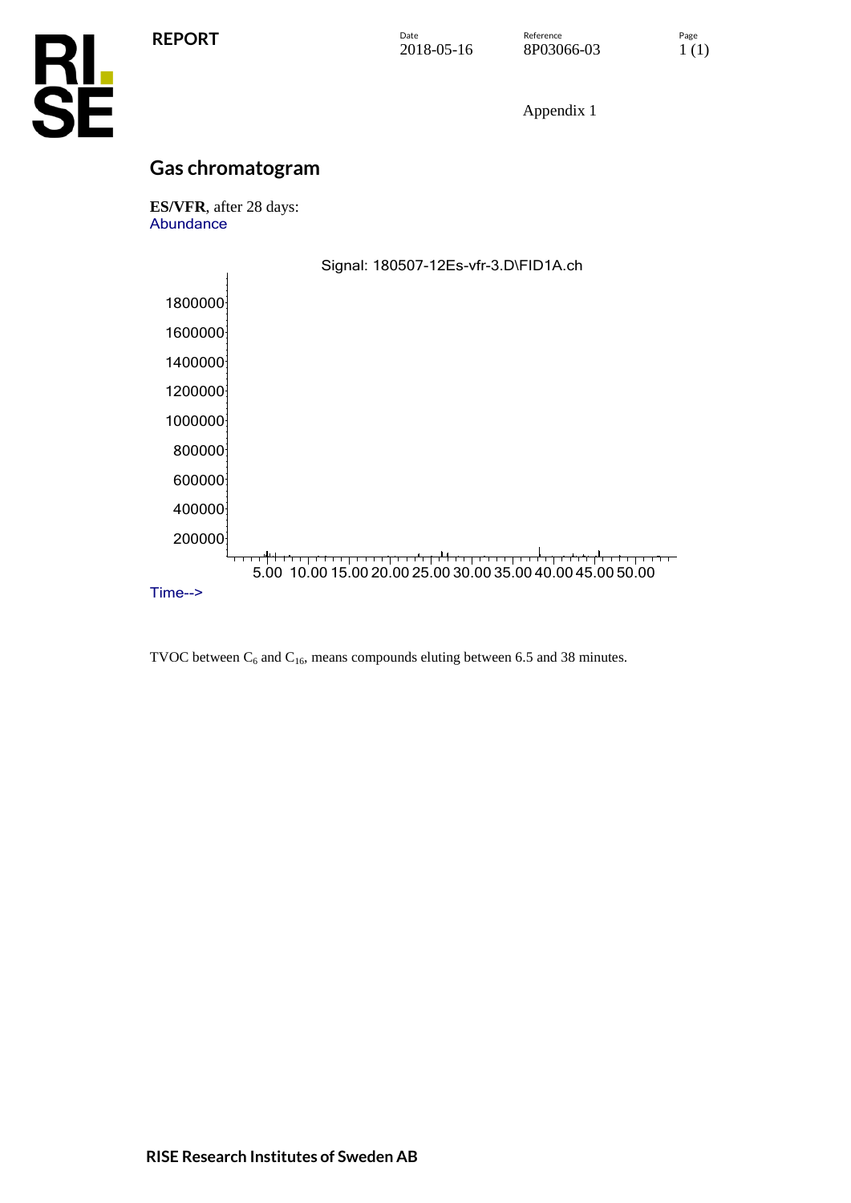Appendix 1

## Gas chromatogram

**ES/VFR**, after 28 days:

Abundance

Signal: 180507-12Es-vfr-3.D\FID1A.ch

Time-->

TVOC between $C_6$ and $C_{16}$, means compounds eluting between 6.5 and 38 minutes.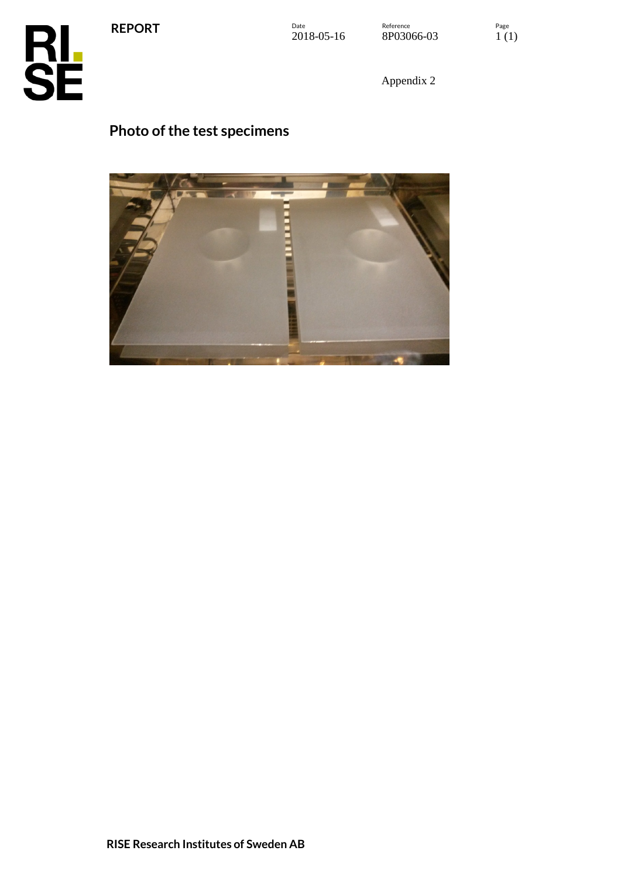Appendix 2

## Photo of the test specimens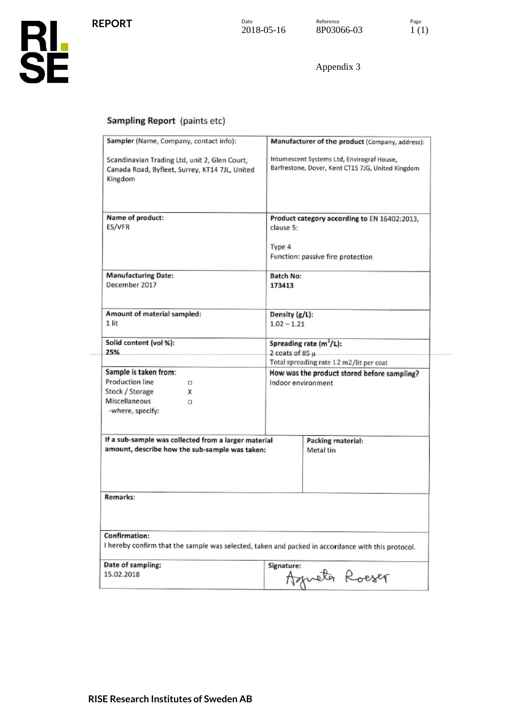Appendix 3

## Sampling Report (paints etc)

| | |
|---|---|
| **Sampler** (Name, Company, contact info):<br><br>Scandinavian Trading Ltd, unit 2, Glen Court, Canada Road, Byfleet, Surrey, KT14 7JL, United Kingdom | **Manufacturer of the product** (Company, address):<br><br>Intumescent Systems Ltd, Envirograf House, Barfrestone, Dover, Kent CT15 7JG, United Kingdom |
| **Name of product:**<br>ES/VFR | **Product category according to** EN 16402:2013, clause 5:<br><br>Type 4<br>Function: passive fire protection |
| **Manufacturing Date:**<br>December 2017 | **Batch No:**<br>**173413** |
| **Amount of material sampled:**<br>1 lit | **Density (g/L):**<br>1.02 – 1.21 |
| **Solid content (vol %):**<br>**25%** | **Spreading rate ($m^2$/L):**<br>2 coats of 85 µ<br>Total spreading rate 12 m2/lit per coat |
| **Sample is taken from:**<br>Production line ☐<br>Stock / Storage X<br>Miscellaneous ☐<br>-where, specify: | **How was the product stored before sampling?**<br>Indoor environment |
| **If a sub-sample was collected from a larger material amount, describe how the sub-sample was taken:** | **Packing material:**<br>Metal tin |
| **Remarks:** | |
| **Confirmation:**<br>I hereby confirm that the sample was selected, taken and packed in accordance with this protocol. | |
| **Date of sampling:**<br>15.02.2018 | **Signature:**<br>Agneta Roeser |